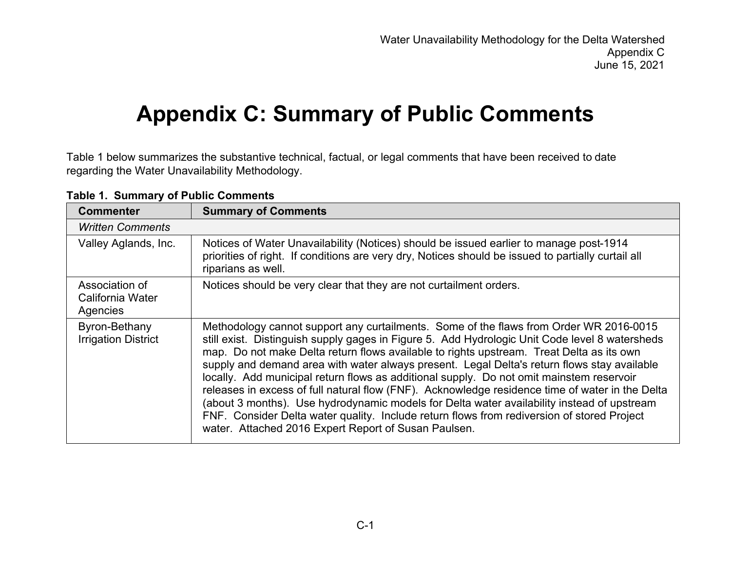# Appendix C: Summary of Public Comments

Table 1 below summarizes the substantive technical, factual, or legal comments that have been received to date regarding the Water Unavailability Methodology.

**Table 1. Summary of Public Comments**

| Commenter | Summary of Comments |
|---|---|
| *Written Comments* | |
| Valley Aglands, Inc. | Notices of Water Unavailability (Notices) should be issued earlier to manage post-1914 priorities of right. If conditions are very dry, Notices should be issued to partially curtail all riparians as well. |
| Association of California Water Agencies | Notices should be very clear that they are not curtailment orders. |
| Byron-Bethany Irrigation District | Methodology cannot support any curtailments. Some of the flaws from Order WR 2016-0015 still exist. Distinguish supply gages in Figure 5. Add Hydrologic Unit Code level 8 watersheds map. Do not make Delta return flows available to rights upstream. Treat Delta as its own supply and demand area with water always present. Legal Delta's return flows stay available locally. Add municipal return flows as additional supply. Do not omit mainstem reservoir releases in excess of full natural flow (FNF). Acknowledge residence time of water in the Delta (about 3 months). Use hydrodynamic models for Delta water availability instead of upstream FNF. Consider Delta water quality. Include return flows from rediversion of stored Project water. Attached 2016 Expert Report of Susan Paulsen. |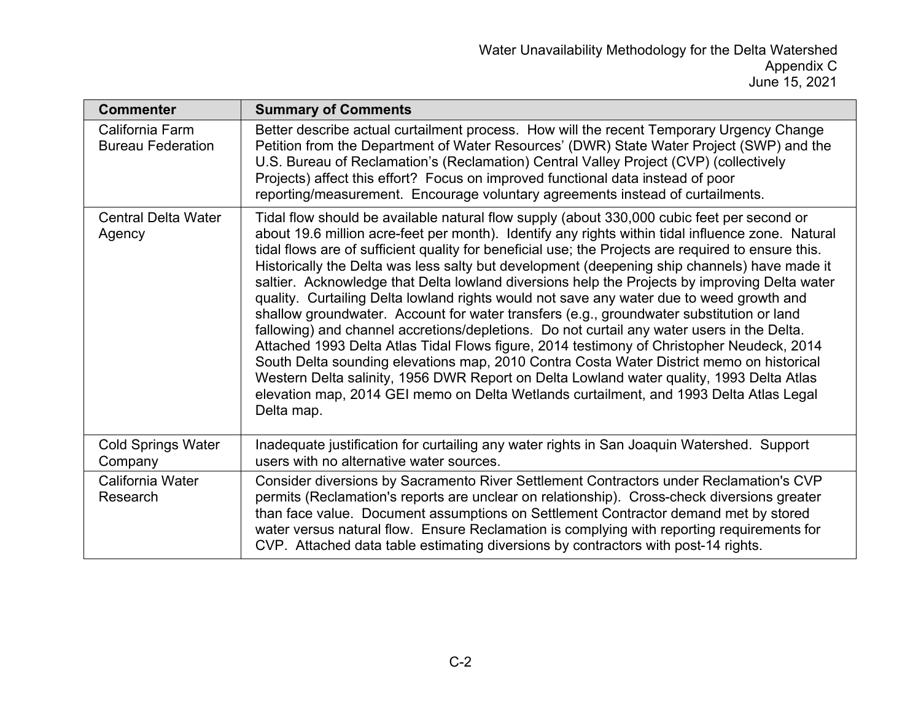| Commenter | Summary of Comments |
|---|---|
| California Farm Bureau Federation | Better describe actual curtailment process. How will the recent Temporary Urgency Change Petition from the Department of Water Resources' (DWR) State Water Project (SWP) and the U.S. Bureau of Reclamation's (Reclamation) Central Valley Project (CVP) (collectively Projects) affect this effort? Focus on improved functional data instead of poor reporting/measurement. Encourage voluntary agreements instead of curtailments. |
| Central Delta Water Agency | Tidal flow should be available natural flow supply (about 330,000 cubic feet per second or about 19.6 million acre-feet per month). Identify any rights within tidal influence zone. Natural tidal flows are of sufficient quality for beneficial use; the Projects are required to ensure this. Historically the Delta was less salty but development (deepening ship channels) have made it saltier. Acknowledge that Delta lowland diversions help the Projects by improving Delta water quality. Curtailing Delta lowland rights would not save any water due to weed growth and shallow groundwater. Account for water transfers (e.g., groundwater substitution or land fallowing) and channel accretions/depletions. Do not curtail any water users in the Delta. Attached 1993 Delta Atlas Tidal Flows figure, 2014 testimony of Christopher Neudeck, 2014 South Delta sounding elevations map, 2010 Contra Costa Water District memo on historical Western Delta salinity, 1956 DWR Report on Delta Lowland water quality, 1993 Delta Atlas elevation map, 2014 GEI memo on Delta Wetlands curtailment, and 1993 Delta Atlas Legal Delta map. |
| Cold Springs Water Company | Inadequate justification for curtailing any water rights in San Joaquin Watershed. Support users with no alternative water sources. |
| California Water Research | Consider diversions by Sacramento River Settlement Contractors under Reclamation's CVP permits (Reclamation's reports are unclear on relationship). Cross-check diversions greater than face value. Document assumptions on Settlement Contractor demand met by stored water versus natural flow. Ensure Reclamation is complying with reporting requirements for CVP. Attached data table estimating diversions by contractors with post-14 rights. |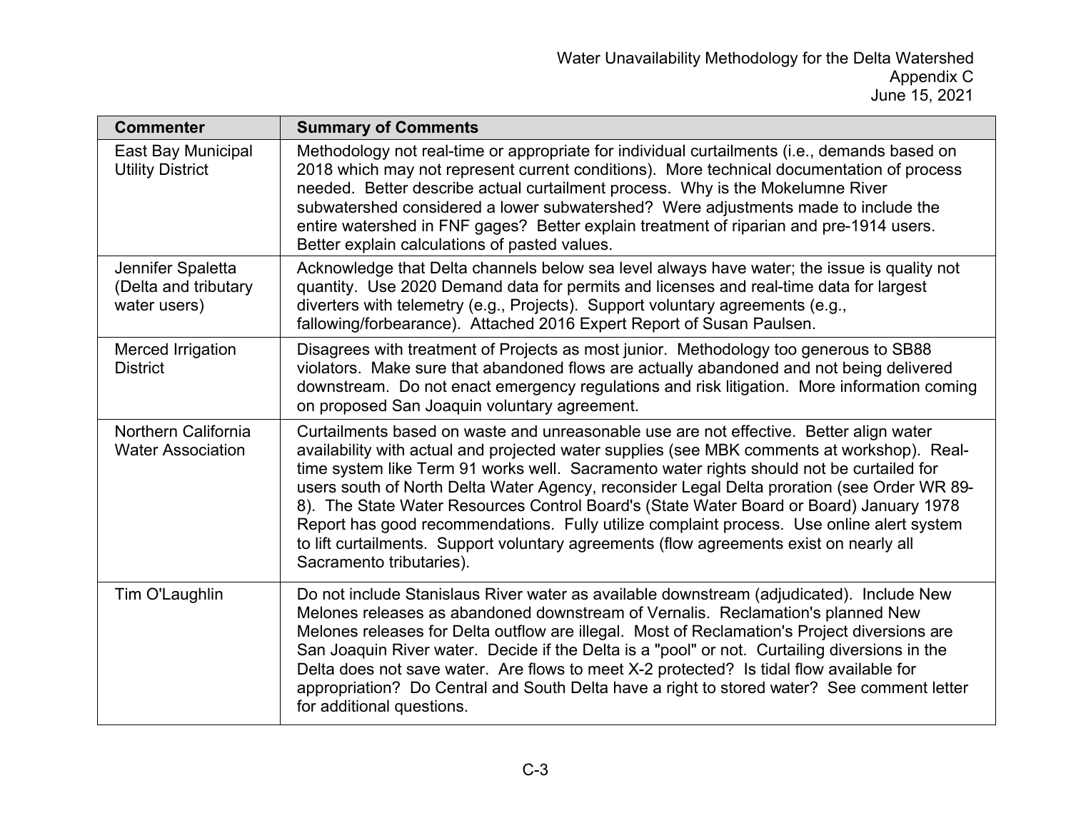| Commenter | Summary of Comments |
| --- | --- |
| East Bay Municipal Utility District | Methodology not real-time or appropriate for individual curtailments (i.e., demands based on 2018 which may not represent current conditions). More technical documentation of process needed. Better describe actual curtailment process. Why is the Mokelumne River subwatershed considered a lower subwatershed? Were adjustments made to include the entire watershed in FNF gages? Better explain treatment of riparian and pre-1914 users. Better explain calculations of pasted values. |
| Jennifer Spaletta (Delta and tributary water users) | Acknowledge that Delta channels below sea level always have water; the issue is quality not quantity. Use 2020 Demand data for permits and licenses and real-time data for largest diverters with telemetry (e.g., Projects). Support voluntary agreements (e.g., fallowing/forbearance). Attached 2016 Expert Report of Susan Paulsen. |
| Merced Irrigation District | Disagrees with treatment of Projects as most junior. Methodology too generous to SB88 violators. Make sure that abandoned flows are actually abandoned and not being delivered downstream. Do not enact emergency regulations and risk litigation. More information coming on proposed San Joaquin voluntary agreement. |
| Northern California Water Association | Curtailments based on waste and unreasonable use are not effective. Better align water availability with actual and projected water supplies (see MBK comments at workshop). Real-time system like Term 91 works well. Sacramento water rights should not be curtailed for users south of North Delta Water Agency, reconsider Legal Delta proration (see Order WR 89-8). The State Water Resources Control Board's (State Water Board or Board) January 1978 Report has good recommendations. Fully utilize complaint process. Use online alert system to lift curtailments. Support voluntary agreements (flow agreements exist on nearly all Sacramento tributaries). |
| Tim O'Laughlin | Do not include Stanislaus River water as available downstream (adjudicated). Include New Melones releases as abandoned downstream of Vernalis. Reclamation's planned New Melones releases for Delta outflow are illegal. Most of Reclamation's Project diversions are San Joaquin River water. Decide if the Delta is a "pool" or not. Curtailing diversions in the Delta does not save water. Are flows to meet X-2 protected? Is tidal flow available for appropriation? Do Central and South Delta have a right to stored water? See comment letter for additional questions. |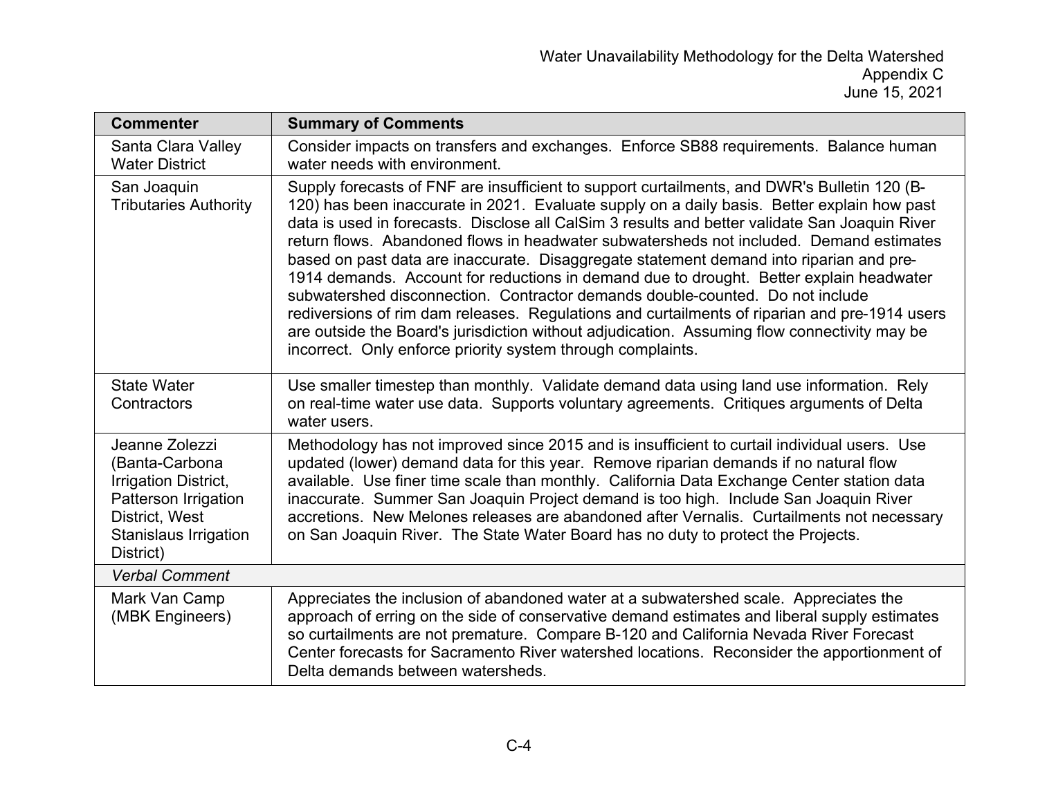| Commenter | Summary of Comments |
|---|---|
| Santa Clara Valley Water District | Consider impacts on transfers and exchanges. Enforce SB88 requirements. Balance human water needs with environment. |
| San Joaquin Tributaries Authority | Supply forecasts of FNF are insufficient to support curtailments, and DWR's Bulletin 120 (B-120) has been inaccurate in 2021. Evaluate supply on a daily basis. Better explain how past data is used in forecasts. Disclose all CalSim 3 results and better validate San Joaquin River return flows. Abandoned flows in headwater subwatersheds not included. Demand estimates based on past data are inaccurate. Disaggregate statement demand into riparian and pre-1914 demands. Account for reductions in demand due to drought. Better explain headwater subwatershed disconnection. Contractor demands double-counted. Do not include rediversions of rim dam releases. Regulations and curtailments of riparian and pre-1914 users are outside the Board's jurisdiction without adjudication. Assuming flow connectivity may be incorrect. Only enforce priority system through complaints. |
| State Water Contractors | Use smaller timestep than monthly. Validate demand data using land use information. Rely on real-time water use data. Supports voluntary agreements. Critiques arguments of Delta water users. |
| Jeanne Zolezzi (Banta-Carbona Irrigation District, Patterson Irrigation District, West Stanislaus Irrigation District) | Methodology has not improved since 2015 and is insufficient to curtail individual users. Use updated (lower) demand data for this year. Remove riparian demands if no natural flow available. Use finer time scale than monthly. California Data Exchange Center station data inaccurate. Summer San Joaquin Project demand is too high. Include San Joaquin River accretions. New Melones releases are abandoned after Vernalis. Curtailments not necessary on San Joaquin River. The State Water Board has no duty to protect the Projects. |
| *Verbal Comment* | |
| Mark Van Camp (MBK Engineers) | Appreciates the inclusion of abandoned water at a subwatershed scale. Appreciates the approach of erring on the side of conservative demand estimates and liberal supply estimates so curtailments are not premature. Compare B-120 and California Nevada River Forecast Center forecasts for Sacramento River watershed locations. Reconsider the apportionment of Delta demands between watersheds. |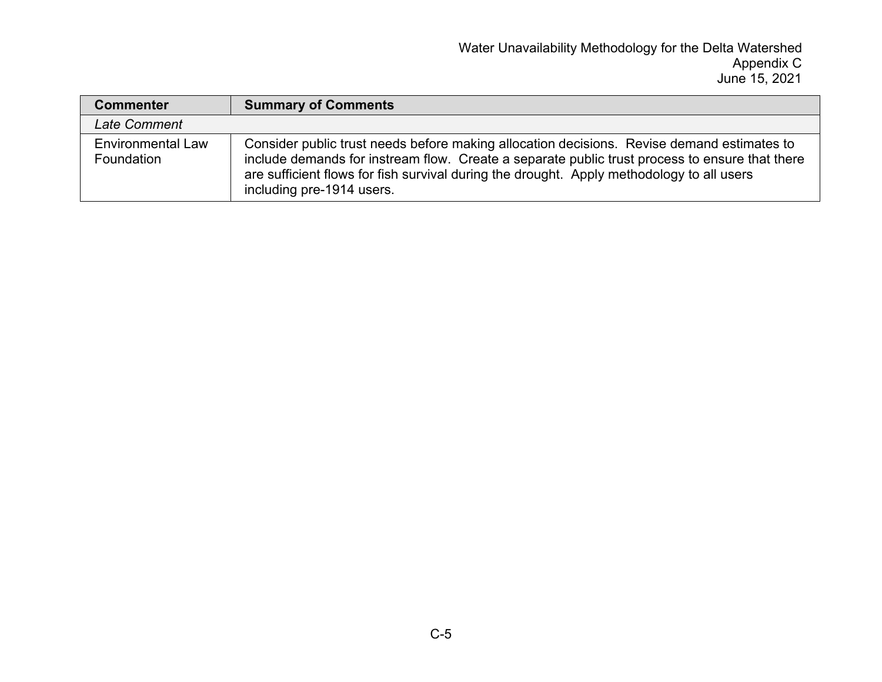| Commenter | Summary of Comments |
| --- | --- |
| *Late Comment* | |
| Environmental Law Foundation | Consider public trust needs before making allocation decisions. Revise demand estimates to include demands for instream flow. Create a separate public trust process to ensure that there are sufficient flows for fish survival during the drought. Apply methodology to all users including pre-1914 users. |